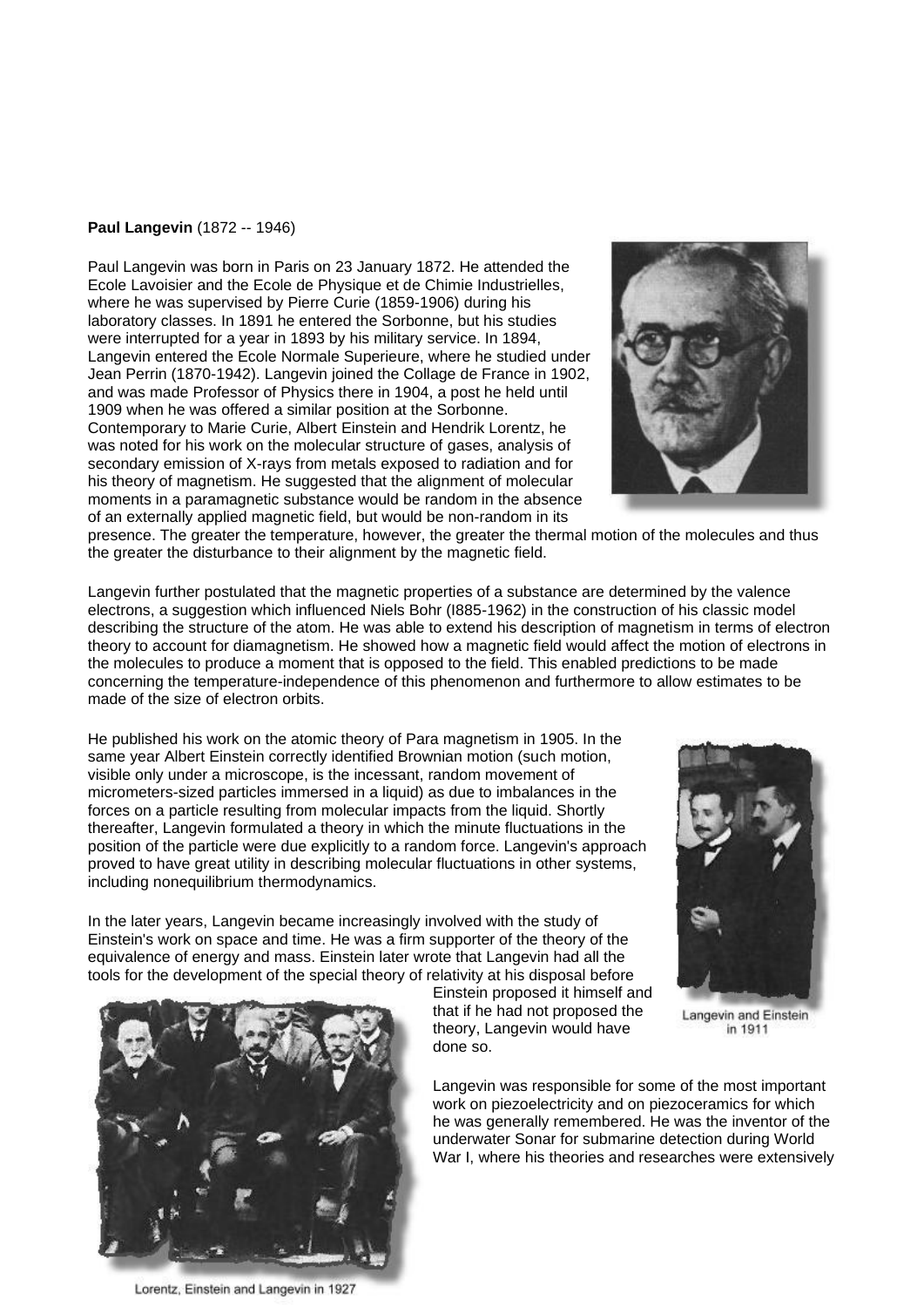**Paul Langevin** (1872 -- 1946)

Paul Langevin was born in Paris on 23 January 1872. He attended the Ecole Lavoisier and the Ecole de Physique et de Chimie Industrielles, where he was supervised by Pierre Curie (1859-1906) during his laboratory classes. In 1891 he entered the Sorbonne, but his studies were interrupted for a year in 1893 by his military service. In 1894, Langevin entered the Ecole Normale Superieure, where he studied under Jean Perrin (1870-1942). Langevin joined the Collage de France in 1902, and was made Professor of Physics there in 1904, a post he held until 1909 when he was offered a similar position at the Sorbonne. Contemporary to Marie Curie, Albert Einstein and Hendrik Lorentz, he was noted for his work on the molecular structure of gases, analysis of secondary emission of X-rays from metals exposed to radiation and for his theory of magnetism. He suggested that the alignment of molecular moments in a paramagnetic substance would be random in the absence of an externally applied magnetic field, but would be non-random in its presence. The greater the temperature, however, the greater the thermal motion of the molecules and thus the greater the disturbance to their alignment by the magnetic field.

Langevin further postulated that the magnetic properties of a substance are determined by the valence electrons, a suggestion which influenced Niels Bohr (I885-1962) in the construction of his classic model describing the structure of the atom. He was able to extend his description of magnetism in terms of electron theory to account for diamagnetism. He showed how a magnetic field would affect the motion of electrons in the molecules to produce a moment that is opposed to the field. This enabled predictions to be made concerning the temperature-independence of this phenomenon and furthermore to allow estimates to be made of the size of electron orbits.

He published his work on the atomic theory of Para magnetism in 1905. In the same year Albert Einstein correctly identified Brownian motion (such motion, visible only under a microscope, is the incessant, random movement of micrometers-sized particles immersed in a liquid) as due to imbalances in the forces on a particle resulting from molecular impacts from the liquid. Shortly thereafter, Langevin formulated a theory in which the minute fluctuations in the position of the particle were due explicitly to a random force. Langevin's approach proved to have great utility in describing molecular fluctuations in other systems, including nonequilibrium thermodynamics.

Langevin and Einstein in 1911

In the later years, Langevin became increasingly involved with the study of Einstein's work on space and time. He was a firm supporter of the theory of the equivalence of energy and mass. Einstein later wrote that Langevin had all the tools for the development of the special theory of relativity at his disposal before Einstein proposed it himself and that if he had not proposed the theory, Langevin would have done so.

Langevin was responsible for some of the most important work on piezoelectricity and on piezoceramics for which he was generally remembered. He was the inventor of the underwater Sonar for submarine detection during World War I, where his theories and researches were extensively

Lorentz, Einstein and Langevin in 1927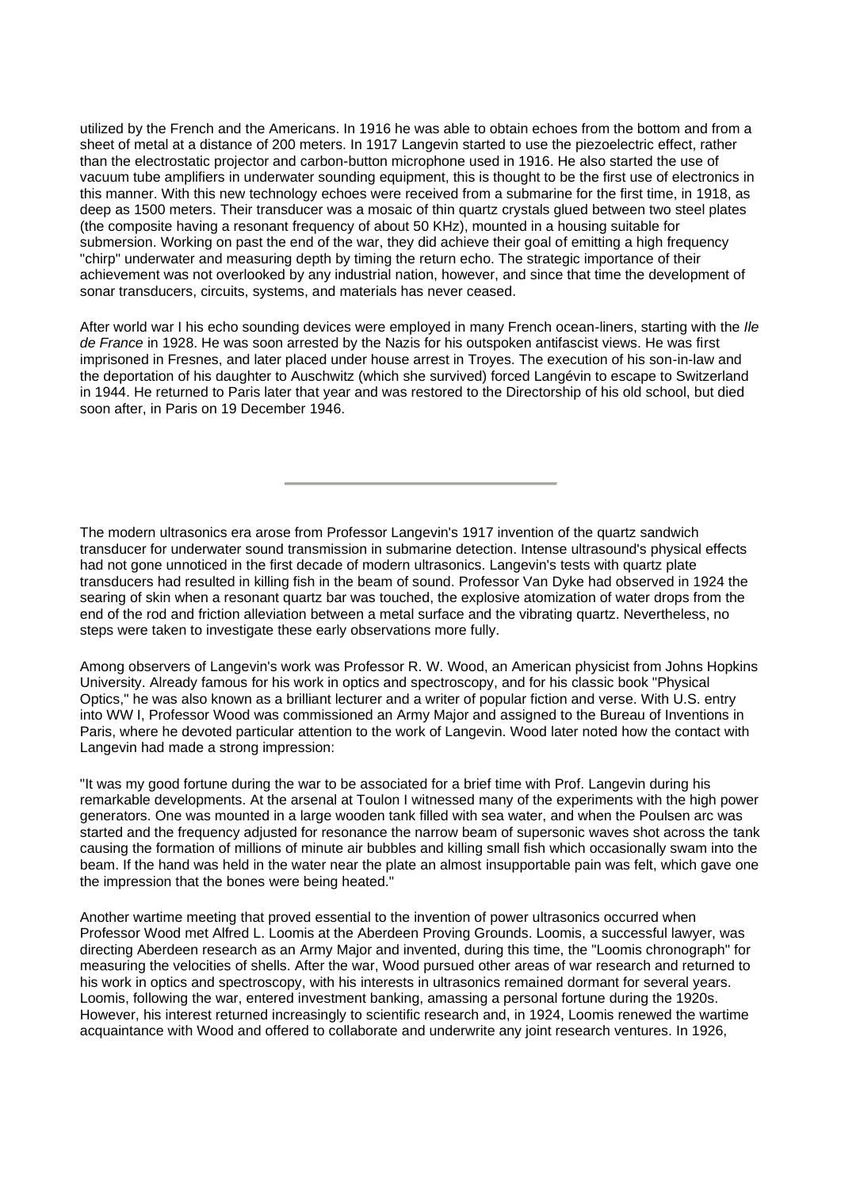utilized by the French and the Americans. In 1916 he was able to obtain echoes from the bottom and from a sheet of metal at a distance of 200 meters. In 1917 Langevin started to use the piezoelectric effect, rather than the electrostatic projector and carbon-button microphone used in 1916. He also started the use of vacuum tube amplifiers in underwater sounding equipment, this is thought to be the first use of electronics in this manner. With this new technology echoes were received from a submarine for the first time, in 1918, as deep as 1500 meters. Their transducer was a mosaic of thin quartz crystals glued between two steel plates (the composite having a resonant frequency of about 50 KHz), mounted in a housing suitable for submersion. Working on past the end of the war, they did achieve their goal of emitting a high frequency "chirp" underwater and measuring depth by timing the return echo. The strategic importance of their achievement was not overlooked by any industrial nation, however, and since that time the development of sonar transducers, circuits, systems, and materials has never ceased.

After world war I his echo sounding devices were employed in many French ocean-liners, starting with the *Ile de France* in 1928. He was soon arrested by the Nazis for his outspoken antifascist views. He was first imprisoned in Fresnes, and later placed under house arrest in Troyes. The execution of his son-in-law and the deportation of his daughter to Auschwitz (which she survived) forced Langévin to escape to Switzerland in 1944. He returned to Paris later that year and was restored to the Directorship of his old school, but died soon after, in Paris on 19 December 1946.

---

The modern ultrasonics era arose from Professor Langevin's 1917 invention of the quartz sandwich transducer for underwater sound transmission in submarine detection. Intense ultrasound's physical effects had not gone unnoticed in the first decade of modern ultrasonics. Langevin's tests with quartz plate transducers had resulted in killing fish in the beam of sound. Professor Van Dyke had observed in 1924 the searing of skin when a resonant quartz bar was touched, the explosive atomization of water drops from the end of the rod and friction alleviation between a metal surface and the vibrating quartz. Nevertheless, no steps were taken to investigate these early observations more fully.

Among observers of Langevin's work was Professor R. W. Wood, an American physicist from Johns Hopkins University. Already famous for his work in optics and spectroscopy, and for his classic book "Physical Optics," he was also known as a brilliant lecturer and a writer of popular fiction and verse. With U.S. entry into WW I, Professor Wood was commissioned an Army Major and assigned to the Bureau of Inventions in Paris, where he devoted particular attention to the work of Langevin. Wood later noted how the contact with Langevin had made a strong impression:

"It was my good fortune during the war to be associated for a brief time with Prof. Langevin during his remarkable developments. At the arsenal at Toulon I witnessed many of the experiments with the high power generators. One was mounted in a large wooden tank filled with sea water, and when the Poulsen arc was started and the frequency adjusted for resonance the narrow beam of supersonic waves shot across the tank causing the formation of millions of minute air bubbles and killing small fish which occasionally swam into the beam. If the hand was held in the water near the plate an almost insupportable pain was felt, which gave one the impression that the bones were being heated."

Another wartime meeting that proved essential to the invention of power ultrasonics occurred when Professor Wood met Alfred L. Loomis at the Aberdeen Proving Grounds. Loomis, a successful lawyer, was directing Aberdeen research as an Army Major and invented, during this time, the "Loomis chronograph" for measuring the velocities of shells. After the war, Wood pursued other areas of war research and returned to his work in optics and spectroscopy, with his interests in ultrasonics remained dormant for several years. Loomis, following the war, entered investment banking, amassing a personal fortune during the 1920s. However, his interest returned increasingly to scientific research and, in 1924, Loomis renewed the wartime acquaintance with Wood and offered to collaborate and underwrite any joint research ventures. In 1926,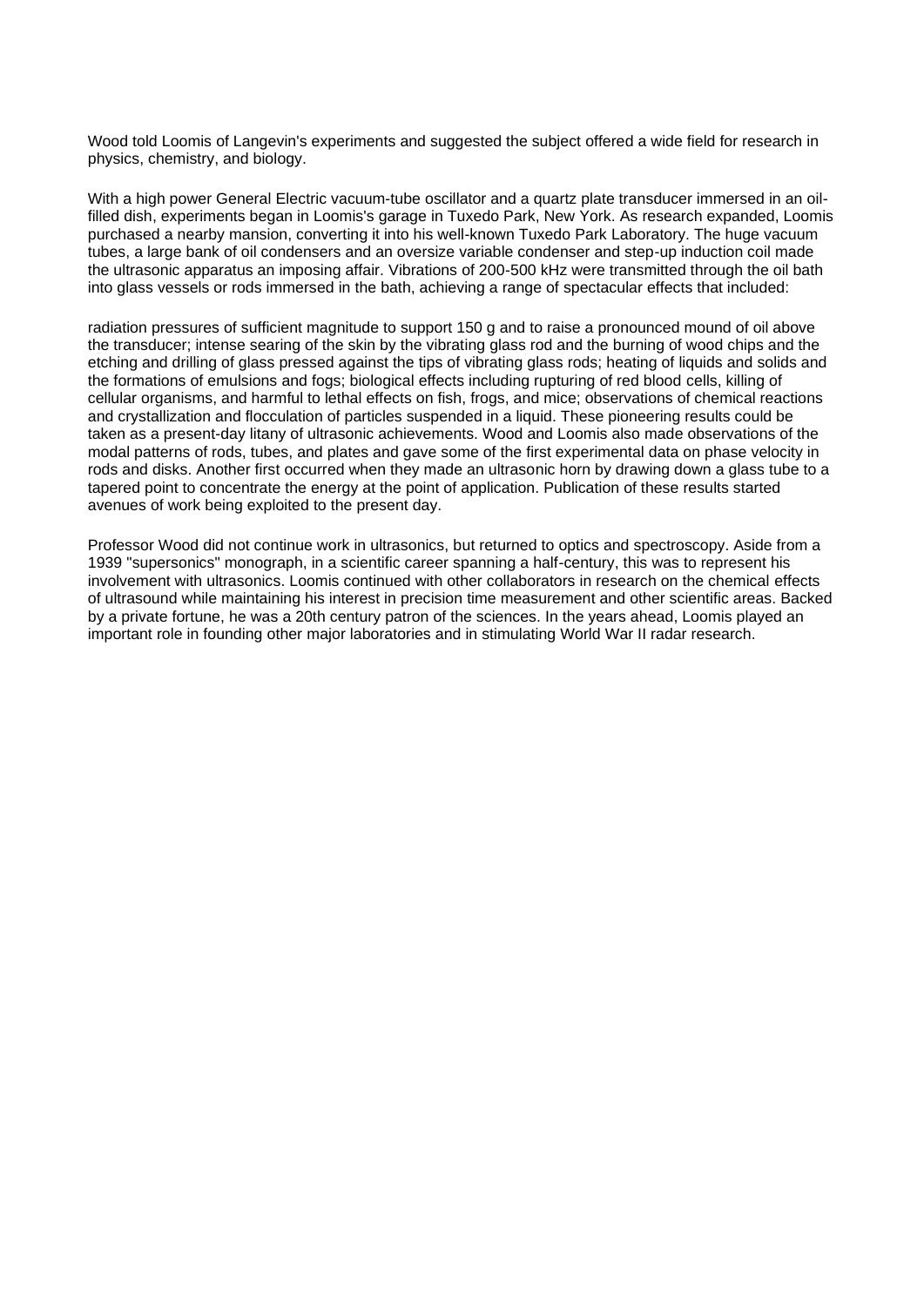Wood told Loomis of Langevin's experiments and suggested the subject offered a wide field for research in physics, chemistry, and biology.

With a high power General Electric vacuum-tube oscillator and a quartz plate transducer immersed in an oil-filled dish, experiments began in Loomis's garage in Tuxedo Park, New York. As research expanded, Loomis purchased a nearby mansion, converting it into his well-known Tuxedo Park Laboratory. The huge vacuum tubes, a large bank of oil condensers and an oversize variable condenser and step-up induction coil made the ultrasonic apparatus an imposing affair. Vibrations of 200-500 kHz were transmitted through the oil bath into glass vessels or rods immersed in the bath, achieving a range of spectacular effects that included:

radiation pressures of sufficient magnitude to support 150 g and to raise a pronounced mound of oil above the transducer; intense searing of the skin by the vibrating glass rod and the burning of wood chips and the etching and drilling of glass pressed against the tips of vibrating glass rods; heating of liquids and solids and the formations of emulsions and fogs; biological effects including rupturing of red blood cells, killing of cellular organisms, and harmful to lethal effects on fish, frogs, and mice; observations of chemical reactions and crystallization and flocculation of particles suspended in a liquid. These pioneering results could be taken as a present-day litany of ultrasonic achievements. Wood and Loomis also made observations of the modal patterns of rods, tubes, and plates and gave some of the first experimental data on phase velocity in rods and disks. Another first occurred when they made an ultrasonic horn by drawing down a glass tube to a tapered point to concentrate the energy at the point of application. Publication of these results started avenues of work being exploited to the present day.

Professor Wood did not continue work in ultrasonics, but returned to optics and spectroscopy. Aside from a 1939 "supersonics" monograph, in a scientific career spanning a half-century, this was to represent his involvement with ultrasonics. Loomis continued with other collaborators in research on the chemical effects of ultrasound while maintaining his interest in precision time measurement and other scientific areas. Backed by a private fortune, he was a 20th century patron of the sciences. In the years ahead, Loomis played an important role in founding other major laboratories and in stimulating World War II radar research.